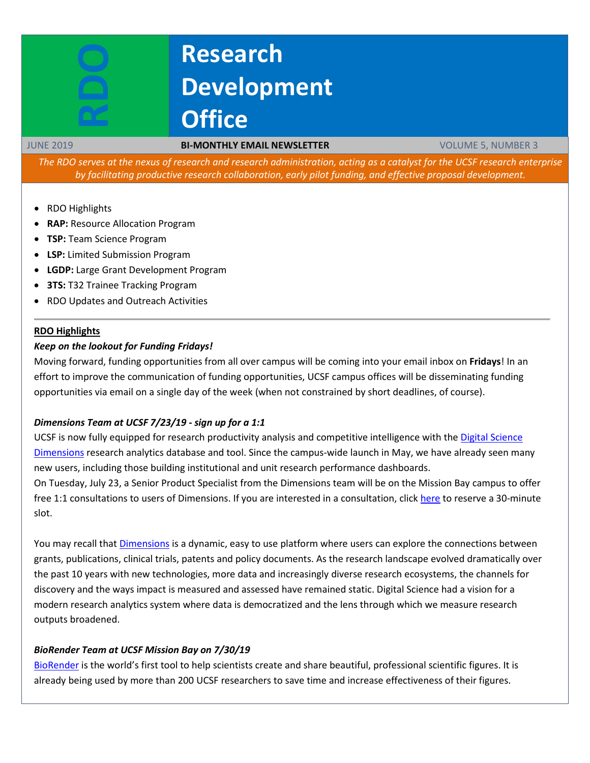# Research Development Office

RDO

JUNE 2019 | **BI-MONTHLY EMAIL NEWSLETTER** | VOLUME 5, NUMBER 3

*The RDO serves at the nexus of research and research administration, acting as a catalyst for the UCSF research enterprise by facilitating productive research collaboration, early pilot funding, and effective proposal development.*

- RDO Highlights
- **RAP:** Resource Allocation Program
- **TSP:** Team Science Program
- **LSP:** Limited Submission Program
- **LGDP:** Large Grant Development Program
- **3TS:** T32 Trainee Tracking Program
- RDO Updates and Outreach Activities

---

## RDO Highlights

***Keep on the lookout for Funding Fridays!***

Moving forward, funding opportunities from all over campus will be coming into your email inbox on **Fridays**! In an effort to improve the communication of funding opportunities, UCSF campus offices will be disseminating funding opportunities via email on a single day of the week (when not constrained by short deadlines, of course).

***Dimensions Team at UCSF 7/23/19 - sign up for a 1:1***

UCSF is now fully equipped for research productivity analysis and competitive intelligence with the Digital Science Dimensions research analytics database and tool. Since the campus-wide launch in May, we have already seen many new users, including those building institutional and unit research performance dashboards.

On Tuesday, July 23, a Senior Product Specialist from the Dimensions team will be on the Mission Bay campus to offer free 1:1 consultations to users of Dimensions. If you are interested in a consultation, click here to reserve a 30-minute slot.

You may recall that Dimensions is a dynamic, easy to use platform where users can explore the connections between grants, publications, clinical trials, patents and policy documents. As the research landscape evolved dramatically over the past 10 years with new technologies, more data and increasingly diverse research ecosystems, the channels for discovery and the ways impact is measured and assessed have remained static. Digital Science had a vision for a modern research analytics system where data is democratized and the lens through which we measure research outputs broadened.

***BioRender Team at UCSF Mission Bay on 7/30/19***

BioRender is the world's first tool to help scientists create and share beautiful, professional scientific figures. It is already being used by more than 200 UCSF researchers to save time and increase effectiveness of their figures.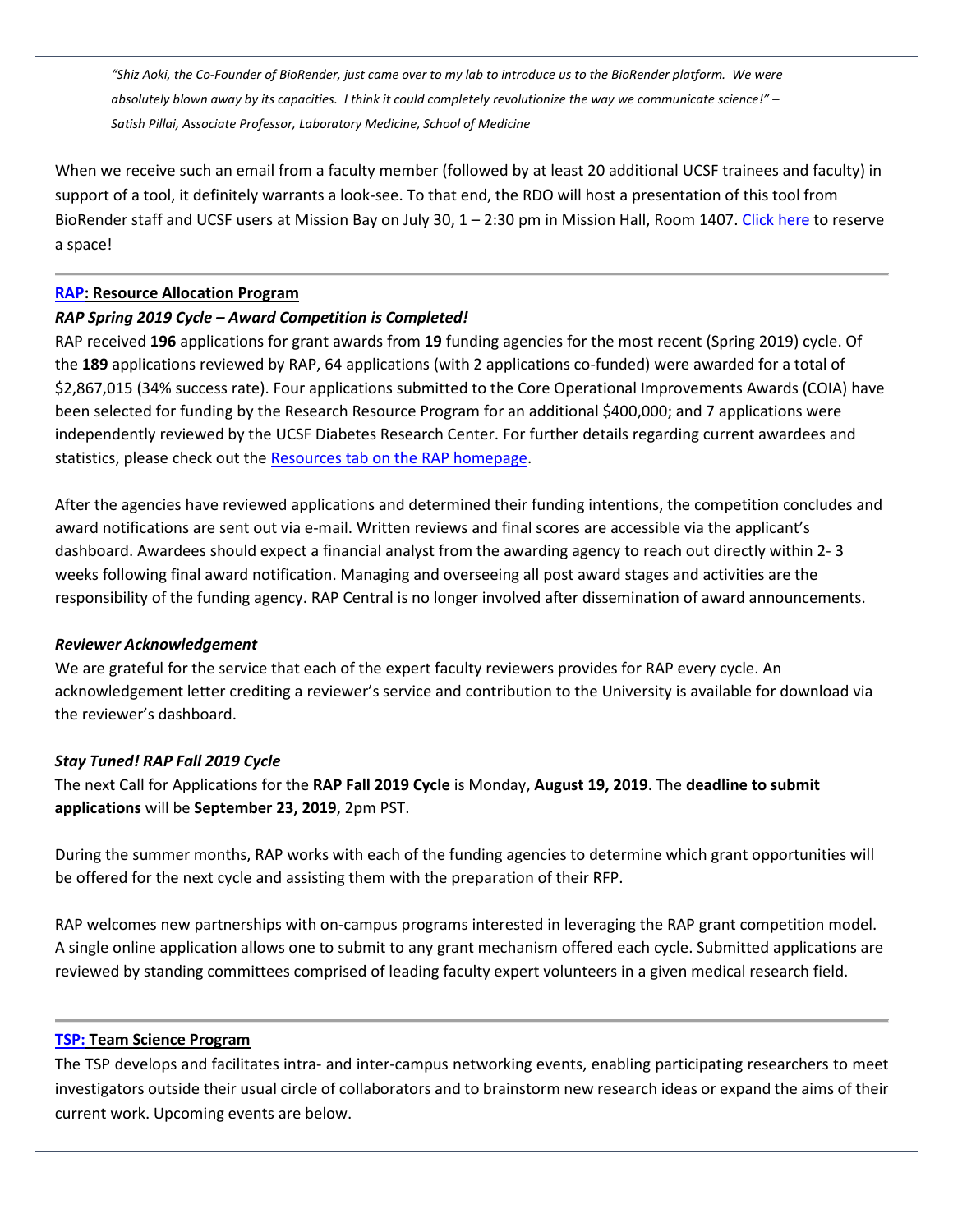*"Shiz Aoki, the Co-Founder of BioRender, just came over to my lab to introduce us to the BioRender platform. We were absolutely blown away by its capacities. I think it could completely revolutionize the way we communicate science!" – Satish Pillai, Associate Professor, Laboratory Medicine, School of Medicine*

When we receive such an email from a faculty member (followed by at least 20 additional UCSF trainees and faculty) in support of a tool, it definitely warrants a look-see. To that end, the RDO will host a presentation of this tool from BioRender staff and UCSF users at Mission Bay on July 30, 1 – 2:30 pm in Mission Hall, Room 1407. Click here to reserve a space!

---

## RAP: Resource Allocation Program

### *RAP Spring 2019 Cycle – Award Competition is Completed!*

RAP received **196** applications for grant awards from **19** funding agencies for the most recent (Spring 2019) cycle. Of the **189** applications reviewed by RAP, 64 applications (with 2 applications co-funded) were awarded for a total of $2,867,015 (34% success rate). Four applications submitted to the Core Operational Improvements Awards (COIA) have been selected for funding by the Research Resource Program for an additional $400,000; and 7 applications were independently reviewed by the UCSF Diabetes Research Center. For further details regarding current awardees and statistics, please check out the Resources tab on the RAP homepage.

After the agencies have reviewed applications and determined their funding intentions, the competition concludes and award notifications are sent out via e-mail. Written reviews and final scores are accessible via the applicant's dashboard. Awardees should expect a financial analyst from the awarding agency to reach out directly within 2- 3 weeks following final award notification. Managing and overseeing all post award stages and activities are the responsibility of the funding agency. RAP Central is no longer involved after dissemination of award announcements.

### *Reviewer Acknowledgement*

We are grateful for the service that each of the expert faculty reviewers provides for RAP every cycle. An acknowledgement letter crediting a reviewer's service and contribution to the University is available for download via the reviewer's dashboard.

### *Stay Tuned! RAP Fall 2019 Cycle*

The next Call for Applications for the **RAP Fall 2019 Cycle** is Monday, **August 19, 2019**. The **deadline to submit applications** will be **September 23, 2019**, 2pm PST.

During the summer months, RAP works with each of the funding agencies to determine which grant opportunities will be offered for the next cycle and assisting them with the preparation of their RFP.

RAP welcomes new partnerships with on-campus programs interested in leveraging the RAP grant competition model. A single online application allows one to submit to any grant mechanism offered each cycle. Submitted applications are reviewed by standing committees comprised of leading faculty expert volunteers in a given medical research field.

---

## TSP: Team Science Program

The TSP develops and facilitates intra- and inter-campus networking events, enabling participating researchers to meet investigators outside their usual circle of collaborators and to brainstorm new research ideas or expand the aims of their current work. Upcoming events are below.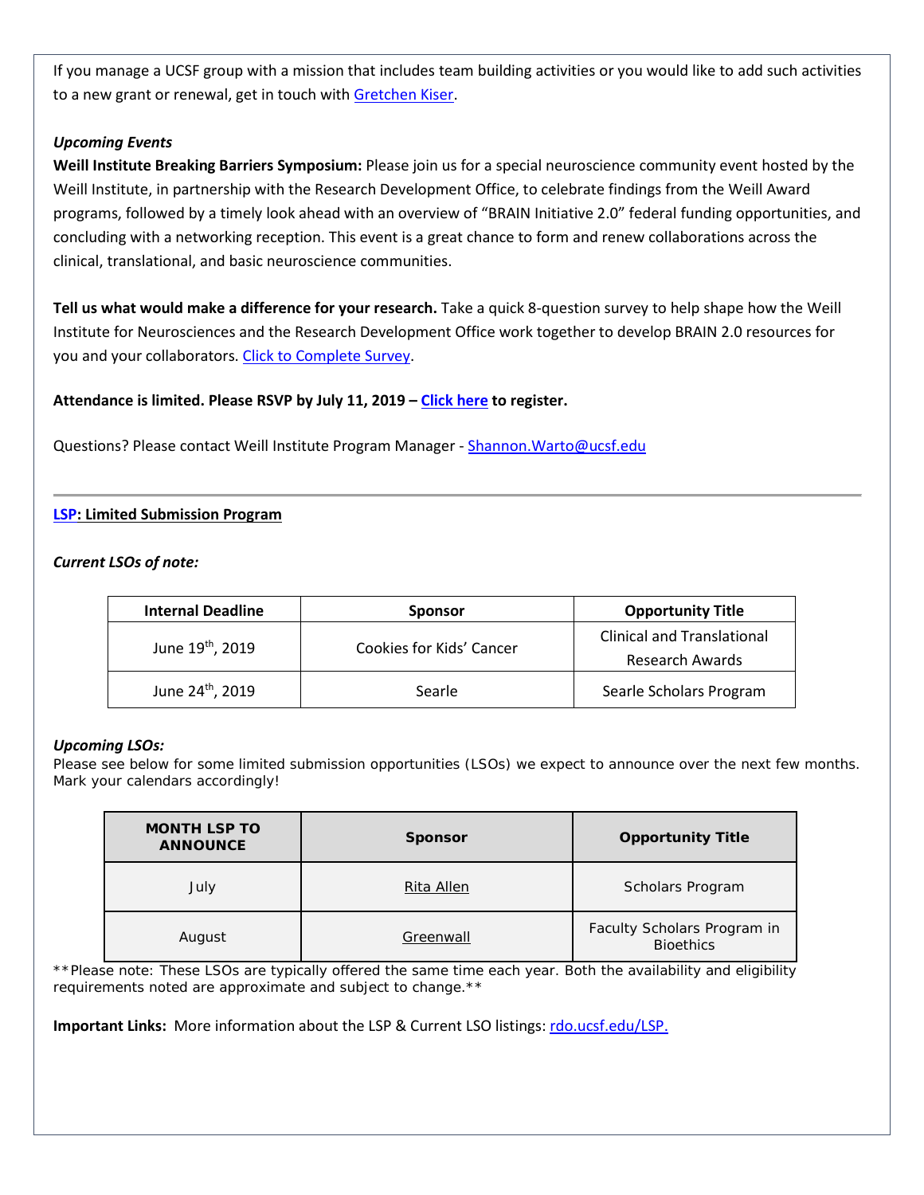If you manage a UCSF group with a mission that includes team building activities or you would like to add such activities to a new grant or renewal, get in touch with Gretchen Kiser.

***Upcoming Events***

**Weill Institute Breaking Barriers Symposium:** Please join us for a special neuroscience community event hosted by the Weill Institute, in partnership with the Research Development Office, to celebrate findings from the Weill Award programs, followed by a timely look ahead with an overview of "BRAIN Initiative 2.0" federal funding opportunities, and concluding with a networking reception. This event is a great chance to form and renew collaborations across the clinical, translational, and basic neuroscience communities.

**Tell us what would make a difference for your research.** Take a quick 8-question survey to help shape how the Weill Institute for Neurosciences and the Research Development Office work together to develop BRAIN 2.0 resources for you and your collaborators. Click to Complete Survey.

**Attendance is limited. Please RSVP by July 11, 2019 – Click here to register.**

Questions? Please contact Weill Institute Program Manager - Shannon.Warto@ucsf.edu

---

**LSP: Limited Submission Program**

***Current LSOs of note:***

| Internal Deadline | Sponsor | Opportunity Title |
|---|---|---|
| June 19th, 2019 | Cookies for Kids' Cancer | Clinical and Translational Research Awards |
| June 24th, 2019 | Searle | Searle Scholars Program |

***Upcoming LSOs:***

Please see below for some limited submission opportunities (LSOs) we expect to announce over the next few months. Mark your calendars accordingly!

| MONTH LSP TO ANNOUNCE | Sponsor | Opportunity Title |
|---|---|---|
| July | Rita Allen | Scholars Program |
| August | Greenwall | Faculty Scholars Program in Bioethics |

**Please note: These LSOs are typically offered the same time each year. Both the availability and eligibility requirements noted are approximate and subject to change.**

**Important Links:** More information about the LSP & Current LSO listings: rdo.ucsf.edu/LSP.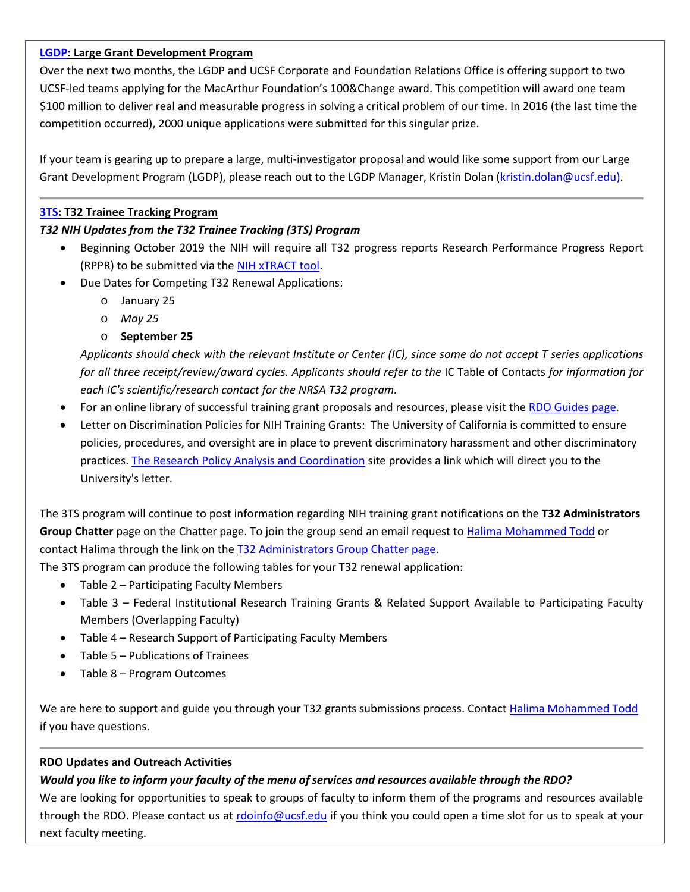**LGDP: Large Grant Development Program**

Over the next two months, the LGDP and UCSF Corporate and Foundation Relations Office is offering support to two UCSF-led teams applying for the MacArthur Foundation's 100&Change award. This competition will award one team $100 million to deliver real and measurable progress in solving a critical problem of our time. In 2016 (the last time the competition occurred), 2000 unique applications were submitted for this singular prize.

If your team is gearing up to prepare a large, multi-investigator proposal and would like some support from our Large Grant Development Program (LGDP), please reach out to the LGDP Manager, Kristin Dolan (kristin.dolan@ucsf.edu).

---

**3TS: T32 Trainee Tracking Program**

***T32 NIH Updates from the T32 Trainee Tracking (3TS) Program***

- Beginning October 2019 the NIH will require all T32 progress reports Research Performance Progress Report (RPPR) to be submitted via the NIH xTRACT tool.
- Due Dates for Competing T32 Renewal Applications:
  - January 25
  - *May 25*
  - **September 25**

  *Applicants should check with the relevant Institute or Center (IC), since some do not accept T series applications for all three receipt/review/award cycles. Applicants should refer to the* IC Table of Contacts *for information for each IC's scientific/research contact for the NRSA T32 program.*
- For an online library of successful training grant proposals and resources, please visit the RDO Guides page.
- Letter on Discrimination Policies for NIH Training Grants: The University of California is committed to ensure policies, procedures, and oversight are in place to prevent discriminatory harassment and other discriminatory practices. The Research Policy Analysis and Coordination site provides a link which will direct you to the University's letter.

The 3TS program will continue to post information regarding NIH training grant notifications on the **T32 Administrators Group Chatter** page on the Chatter page. To join the group send an email request to Halima Mohammed Todd or contact Halima through the link on the T32 Administrators Group Chatter page.

The 3TS program can produce the following tables for your T32 renewal application:

- Table 2 – Participating Faculty Members
- Table 3 – Federal Institutional Research Training Grants & Related Support Available to Participating Faculty Members (Overlapping Faculty)
- Table 4 – Research Support of Participating Faculty Members
- Table 5 – Publications of Trainees
- Table 8 – Program Outcomes

We are here to support and guide you through your T32 grants submissions process. Contact Halima Mohammed Todd if you have questions.

---

**RDO Updates and Outreach Activities**

***Would you like to inform your faculty of the menu of services and resources available through the RDO?***

We are looking for opportunities to speak to groups of faculty to inform them of the programs and resources available through the RDO. Please contact us at rdoinfo@ucsf.edu if you think you could open a time slot for us to speak at your next faculty meeting.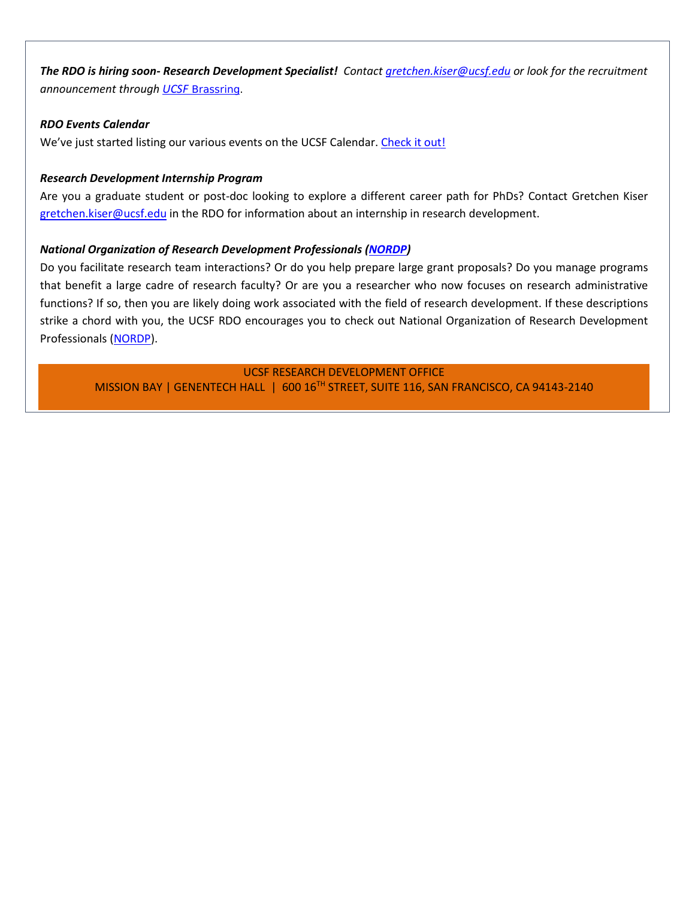***The RDO is hiring soon- Research Development Specialist!*** *Contact gretchen.kiser@ucsf.edu or look for the recruitment announcement through UCSF* Brassring.

***RDO Events Calendar***

We've just started listing our various events on the UCSF Calendar. Check it out!

***Research Development Internship Program***

Are you a graduate student or post-doc looking to explore a different career path for PhDs? Contact Gretchen Kiser gretchen.kiser@ucsf.edu in the RDO for information about an internship in research development.

***National Organization of Research Development Professionals (NORDP)***

Do you facilitate research team interactions? Or do you help prepare large grant proposals? Do you manage programs that benefit a large cadre of research faculty? Or are you a researcher who now focuses on research administrative functions? If so, then you are likely doing work associated with the field of research development. If these descriptions strike a chord with you, the UCSF RDO encourages you to check out National Organization of Research Development Professionals (NORDP).

UCSF RESEARCH DEVELOPMENT OFFICE
MISSION BAY | GENENTECH HALL | 600 16TH STREET, SUITE 116, SAN FRANCISCO, CA 94143-2140